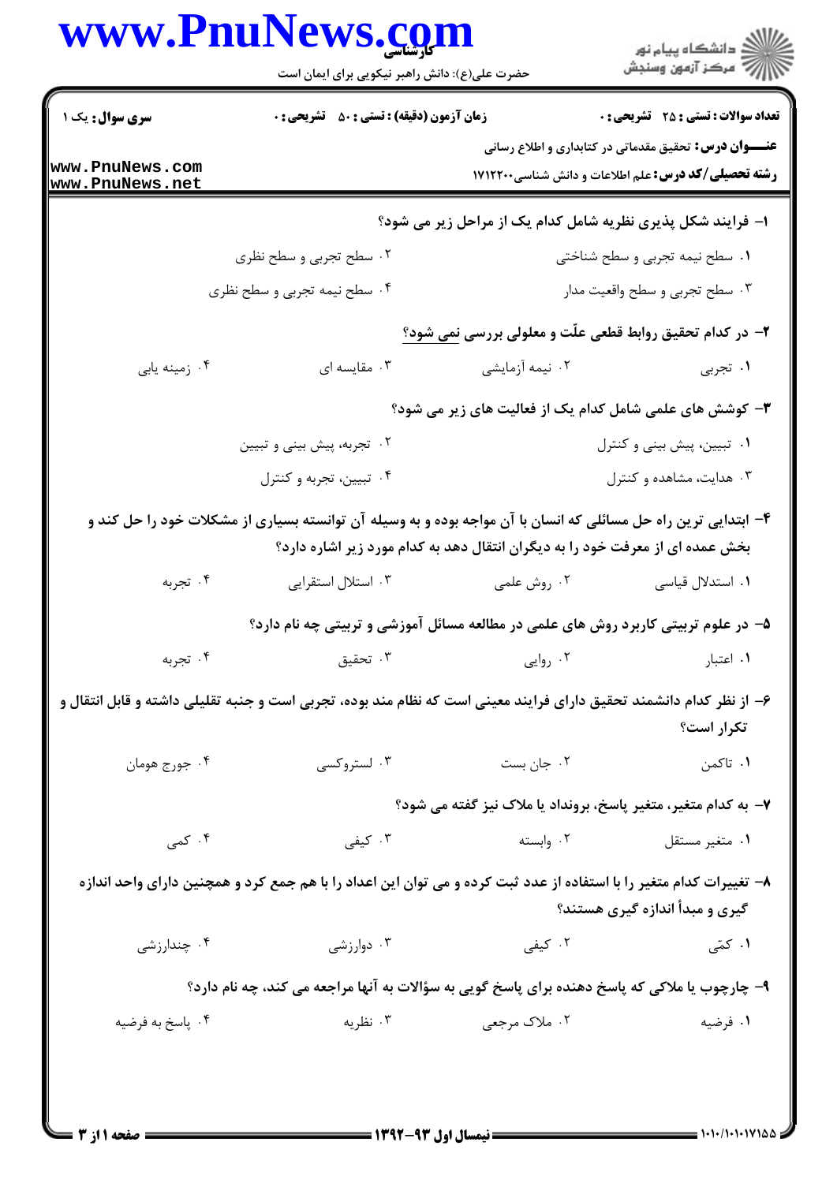**سری سوال:** یک ۱

**زمان آزمون (دقیقه) : تستی : ۵۰ تشریحی : ۰**

**تعداد سوالات : تستی : ۲۵ تشریحی : ۰**

**عنـــوان درس:** تحقیق مقدماتی در کتابداری و اطلاع رسانی

**رشته تحصیلی/کد درس:** علم اطلاعات و دانش شناسی۱۷۱۲۲۰۰

**۱- فرایند شکل پذیری نظریه شامل کدام یک از مراحل زیر می شود؟**

۱. سطح نیمه تجربی و سطح شناختی
۲. سطح تجربی و سطح نظری
۳. سطح تجربی و سطح واقعیت مدار
۴. سطح نیمه تجربی و سطح نظری

**۲- در کدام تحقیق روابط قطعی علّت و معلولی بررسی نمی شود؟**

۱. تجربی
۲. نیمه آزمایشی
۳. مقایسه ای
۴. زمینه یابی

**۳- کوشش های علمی شامل کدام یک از فعالیت های زیر می شود؟**

۱. تبیین، پیش بینی و کنترل
۲. تجربه، پیش بینی و تبیین
۳. هدایت، مشاهده و کنترل
۴. تبیین، تجربه و کنترل

**۴- ابتدایی ترین راه حل مسائلی که انسان با آن مواجه بوده و به وسیله آن توانسته بسیاری از مشکلات خود را حل کند و بخش عمده ای از معرفت خود را به دیگران انتقال دهد به کدام مورد زیر اشاره دارد؟**

۱. استدلال قیاسی
۲. روش علمی
۳. استلال استقرایی
۴. تجربه

**۵- در علوم تربیتی کاربرد روش های علمی در مطالعه مسائل آموزشی و تربیتی چه نام دارد؟**

۱. اعتبار
۲. روایی
۳. تحقیق
۴. تجربه

**۶- از نظر کدام دانشمند تحقیق دارای فرایند معینی است که نظام مند بوده، تجربی است و جنبه تقلیلی داشته و قابل انتقال و تکرار است؟**

۱. تاکمن
۲. جان بست
۳. لستروکسی
۴. جورج هومان

**۷- به کدام متغیر، متغیر پاسخ، برونداد یا ملاک نیز گفته می شود؟**

۱. متغیر مستقل
۲. وابسته
۳. کیفی
۴. کمی

**۸- تغییرات کدام متغیر را با استفاده از عدد ثبت کرده و می توان این اعداد را با هم جمع کرد و همچنین دارای واحد اندازه گیری و مبدأ اندازه گیری هستند؟**

۱. کمّی
۲. کیفی
۳. دوارزشی
۴. چندارزشی

**۹- چارچوب یا ملاکی که پاسخ دهنده برای پاسخ گویی به سؤالات به آنها مراجعه می کند، چه نام دارد؟**

۱. فرضیه
۲. ملاک مرجعی
۳. نظریه
۴. پاسخ به فرضیه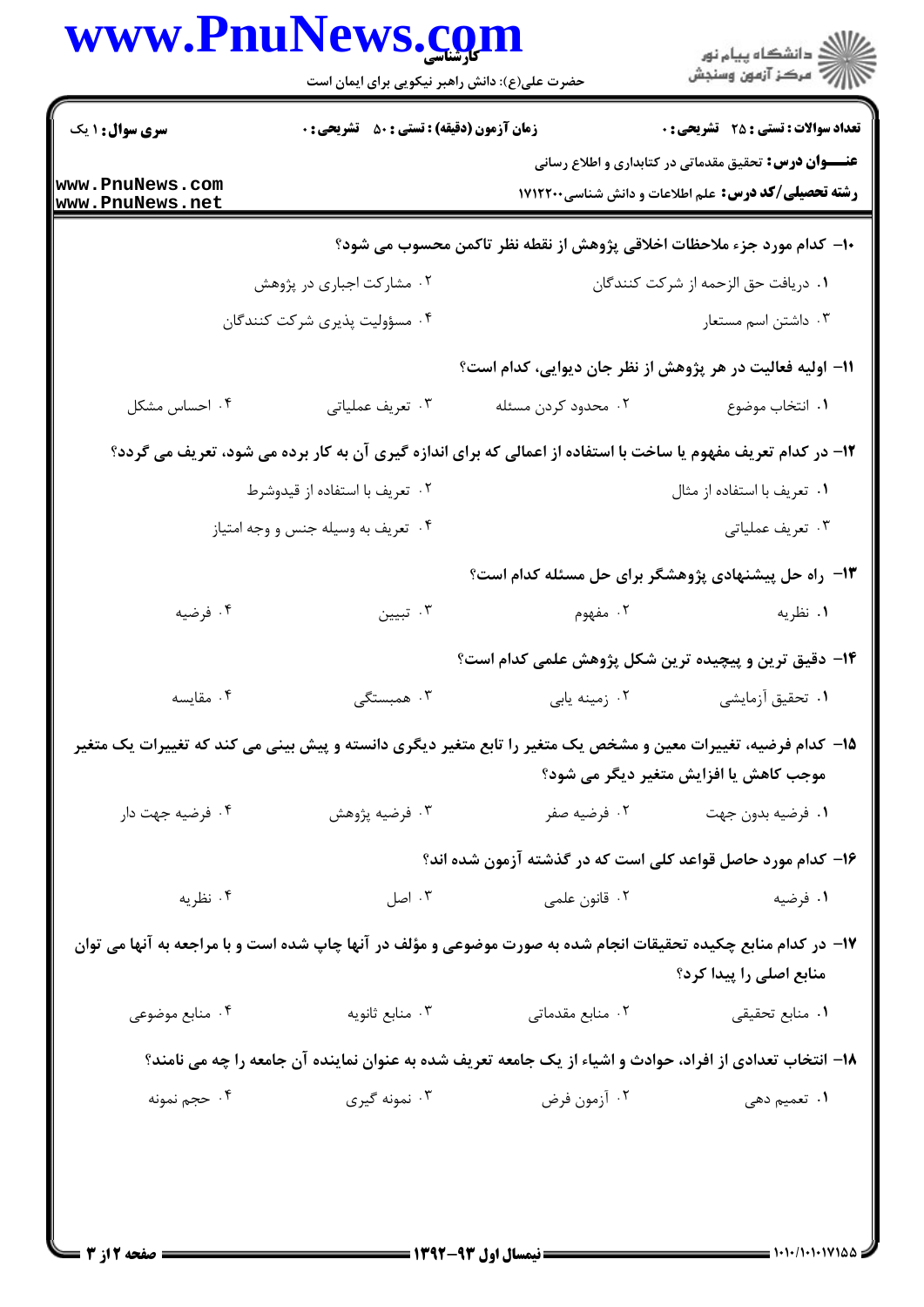**سری سوال:** ۱ یک | **زمان آزمون (دقیقه) : تستی :** ۵۰ **تشریحی :** ۰ | **تعداد سوالات : تستی :** ۲۵ **تشریحی :** ۰

**عنـــوان درس:** تحقیق مقدماتی در کتابداری و اطلاع رسانی

**رشته تحصیلی/کد درس:** علم اطلاعات و دانش شناسی۱۷۱۲۲۰۰

۱۰- کدام مورد جزء ملاحظات اخلاقی پژوهش از نقطه نظر تاکمن محسوب می شود؟

۱. دریافت حق الزحمه از شرکت کنندگان
۲. مشارکت اجباری در پژوهش
۳. داشتن اسم مستعار
۴. مسؤولیت پذیری شرکت کنندگان

۱۱- اولیه فعالیت در هر پژوهش از نظر جان دیوایی، کدام است؟

۱. انتخاب موضوع
۲. محدود کردن مسئله
۳. تعریف عملیاتی
۴. احساس مشکل

۱۲- در کدام تعریف مفهوم یا ساخت با استفاده از اعمالی که برای اندازه گیری آن به کار برده می شود، تعریف می گردد؟

۱. تعریف با استفاده از مثال
۲. تعریف با استفاده از قیدوشرط
۳. تعریف عملیاتی
۴. تعریف به وسیله جنس و وجه امتیاز

۱۳- راه حل پیشنهادی پژوهشگر برای حل مسئله کدام است؟

۱. نظریه
۲. مفهوم
۳. تبیین
۴. فرضیه

۱۴- دقیق ترین و پیچیده ترین شکل پژوهش علمی کدام است؟

۱. تحقیق آزمایشی
۲. زمینه یابی
۳. همبستگی
۴. مقایسه

۱۵- کدام فرضیه، تغییرات معین و مشخص یک متغیر را تابع متغیر دیگری دانسته و پیش بینی می کند که تغییرات یک متغیر موجب کاهش یا افزایش متغیر دیگر می شود؟

۱. فرضیه بدون جهت
۲. فرضیه صفر
۳. فرضیه پژوهش
۴. فرضیه جهت دار

۱۶- کدام مورد حاصل قواعد کلی است که در گذشته آزمون شده اند؟

۱. فرضیه
۲. قانون علمی
۳. اصل
۴. نظریه

۱۷- در کدام منابع چکیده تحقیقات انجام شده به صورت موضوعی و مؤلف در آنها چاپ شده است و با مراجعه به آنها می توان منابع اصلی را پیدا کرد؟

۱. منابع تحقیقی
۲. منابع مقدماتی
۳. منابع ثانویه
۴. منابع موضوعی

۱۸- انتخاب تعدادی از افراد، حوادث و اشیاء از یک جامعه تعریف شده به عنوان نماینده آن جامعه را چه می نامند؟

۱. تعمیم دهی
۲. آزمون فرض
۳. نمونه گیری
۴. حجم نمونه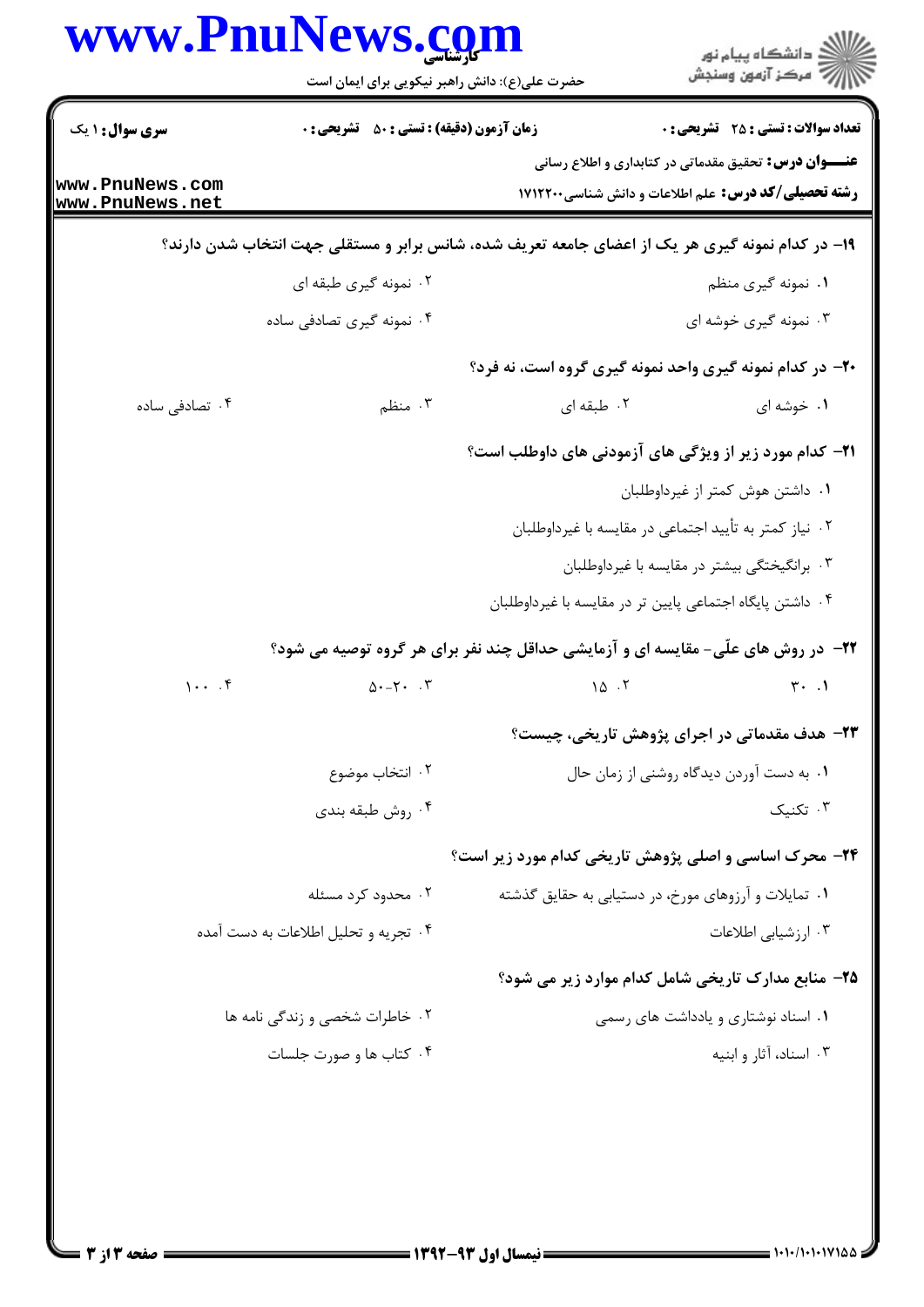**۱۹- در کدام نمونه گیری هر یک از اعضای جامعه تعریف شده، شانس برابر و مستقلی جهت انتخاب شدن دارند؟**

۱. نمونه گیری منظم

۲. نمونه گیری طبقه ای

۳. نمونه گیری خوشه ای

۴. نمونه گیری تصادفی ساده

**۲۰- در کدام نمونه گیری واحد نمونه گیری گروه است، نه فرد؟**

۱. خوشه ای

۲. طبقه ای

۳. منظم

۴. تصادفی ساده

**۲۱- کدام مورد زیر از ویژگی های آزمودنی های داوطلب است؟**

۱. داشتن هوش کمتر از غیرداوطلبان

۲. نیاز کمتر به تأیید اجتماعی در مقایسه با غیرداوطلبان

۳. برانگیختگی بیشتر در مقایسه با غیرداوطلبان

۴. داشتن پایگاه اجتماعی پایین تر در مقایسه با غیرداوطلبان

**۲۲- در روش های علّی- مقایسه ای و آزمایشی حداقل چند نفر برای هر گروه توصیه می شود؟**

۱. ۳۰

۲. ۱۵

۳. ۵۰-۲۰

۴. ۱۰۰

**۲۳- هدف مقدماتی در اجرای پژوهش تاریخی، چیست؟**

۱. به دست آوردن دیدگاه روشنی از زمان حال

۲. انتخاب موضوع

۳. تکنیک

۴. روش طبقه بندی

**۲۴- محرک اساسی و اصلی پژوهش تاریخی کدام مورد زیر است؟**

۱. تمایلات و آرزوهای مورخ، در دستیابی به حقایق گذشته

۲. محدود کرد مسئله

۳. ارزشیابی اطلاعات

۴. تجربه و تحلیل اطلاعات به دست آمده

**۲۵- منابع مدارک تاریخی شامل کدام موارد زیر می شود؟**

۱. اسناد نوشتاری و یادداشت های رسمی

۲. خاطرات شخصی و زندگی نامه ها

۳. اسناد، آثار و ابنیه

۴. کتاب ها و صورت جلسات